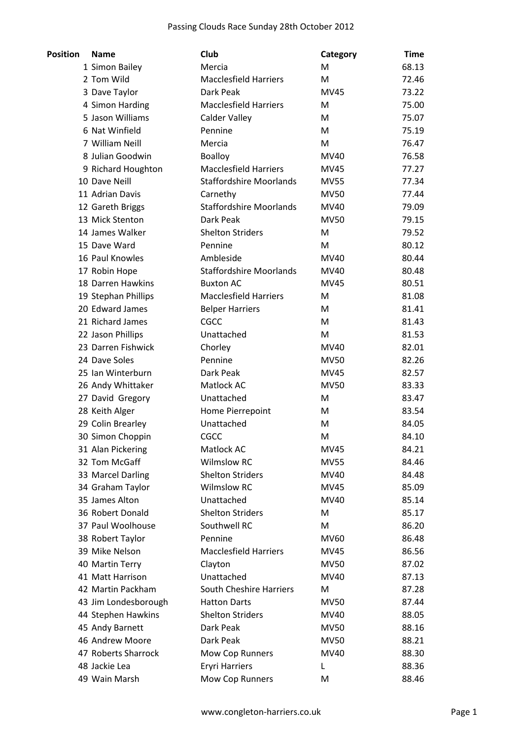# Passing Clouds Race Sunday 28th October 2012

| Position | Name | Club | Category | Time |
|---|---|---|---|---|
| 1 | Simon Bailey | Mercia | M | 68.13 |
| 2 | Tom Wild | Macclesfield Harriers | M | 72.46 |
| 3 | Dave Taylor | Dark Peak | MV45 | 73.22 |
| 4 | Simon Harding | Macclesfield Harriers | M | 75.00 |
| 5 | Jason Williams | Calder Valley | M | 75.07 |
| 6 | Nat Winfield | Pennine | M | 75.19 |
| 7 | William Neill | Mercia | M | 76.47 |
| 8 | Julian Goodwin | Boalloy | MV40 | 76.58 |
| 9 | Richard Houghton | Macclesfield Harriers | MV45 | 77.27 |
| 10 | Dave Neill | Staffordshire Moorlands | MV55 | 77.34 |
| 11 | Adrian Davis | Carnethy | MV50 | 77.44 |
| 12 | Gareth Briggs | Staffordshire Moorlands | MV40 | 79.09 |
| 13 | Mick Stenton | Dark Peak | MV50 | 79.15 |
| 14 | James Walker | Shelton Striders | M | 79.52 |
| 15 | Dave Ward | Pennine | M | 80.12 |
| 16 | Paul Knowles | Ambleside | MV40 | 80.44 |
| 17 | Robin Hope | Staffordshire Moorlands | MV40 | 80.48 |
| 18 | Darren Hawkins | Buxton AC | MV45 | 80.51 |
| 19 | Stephan Phillips | Macclesfield Harriers | M | 81.08 |
| 20 | Edward James | Belper Harriers | M | 81.41 |
| 21 | Richard James | CGCC | M | 81.43 |
| 22 | Jason Phillips | Unattached | M | 81.53 |
| 23 | Darren Fishwick | Chorley | MV40 | 82.01 |
| 24 | Dave Soles | Pennine | MV50 | 82.26 |
| 25 | Ian Winterburn | Dark Peak | MV45 | 82.57 |
| 26 | Andy Whittaker | Matlock AC | MV50 | 83.33 |
| 27 | David Gregory | Unattached | M | 83.47 |
| 28 | Keith Alger | Home Pierrepoint | M | 83.54 |
| 29 | Colin Brearley | Unattached | M | 84.05 |
| 30 | Simon Choppin | CGCC | M | 84.10 |
| 31 | Alan Pickering | Matlock AC | MV45 | 84.21 |
| 32 | Tom McGaff | Wilmslow RC | MV55 | 84.46 |
| 33 | Marcel Darling | Shelton Striders | MV40 | 84.48 |
| 34 | Graham Taylor | Wilmslow RC | MV45 | 85.09 |
| 35 | James Alton | Unattached | MV40 | 85.14 |
| 36 | Robert Donald | Shelton Striders | M | 85.17 |
| 37 | Paul Woolhouse | Southwell RC | M | 86.20 |
| 38 | Robert Taylor | Pennine | MV60 | 86.48 |
| 39 | Mike Nelson | Macclesfield Harriers | MV45 | 86.56 |
| 40 | Martin Terry | Clayton | MV50 | 87.02 |
| 41 | Matt Harrison | Unattached | MV40 | 87.13 |
| 42 | Martin Packham | South Cheshire Harriers | M | 87.28 |
| 43 | Jim Londesborough | Hatton Darts | MV50 | 87.44 |
| 44 | Stephen Hawkins | Shelton Striders | MV40 | 88.05 |
| 45 | Andy Barnett | Dark Peak | MV50 | 88.16 |
| 46 | Andrew Moore | Dark Peak | MV50 | 88.21 |
| 47 | Roberts Sharrock | Mow Cop Runners | MV40 | 88.30 |
| 48 | Jackie Lea | Eryri Harriers | L | 88.36 |
| 49 | Wain Marsh | Mow Cop Runners | M | 88.46 |

www.congleton-harriers.co.uk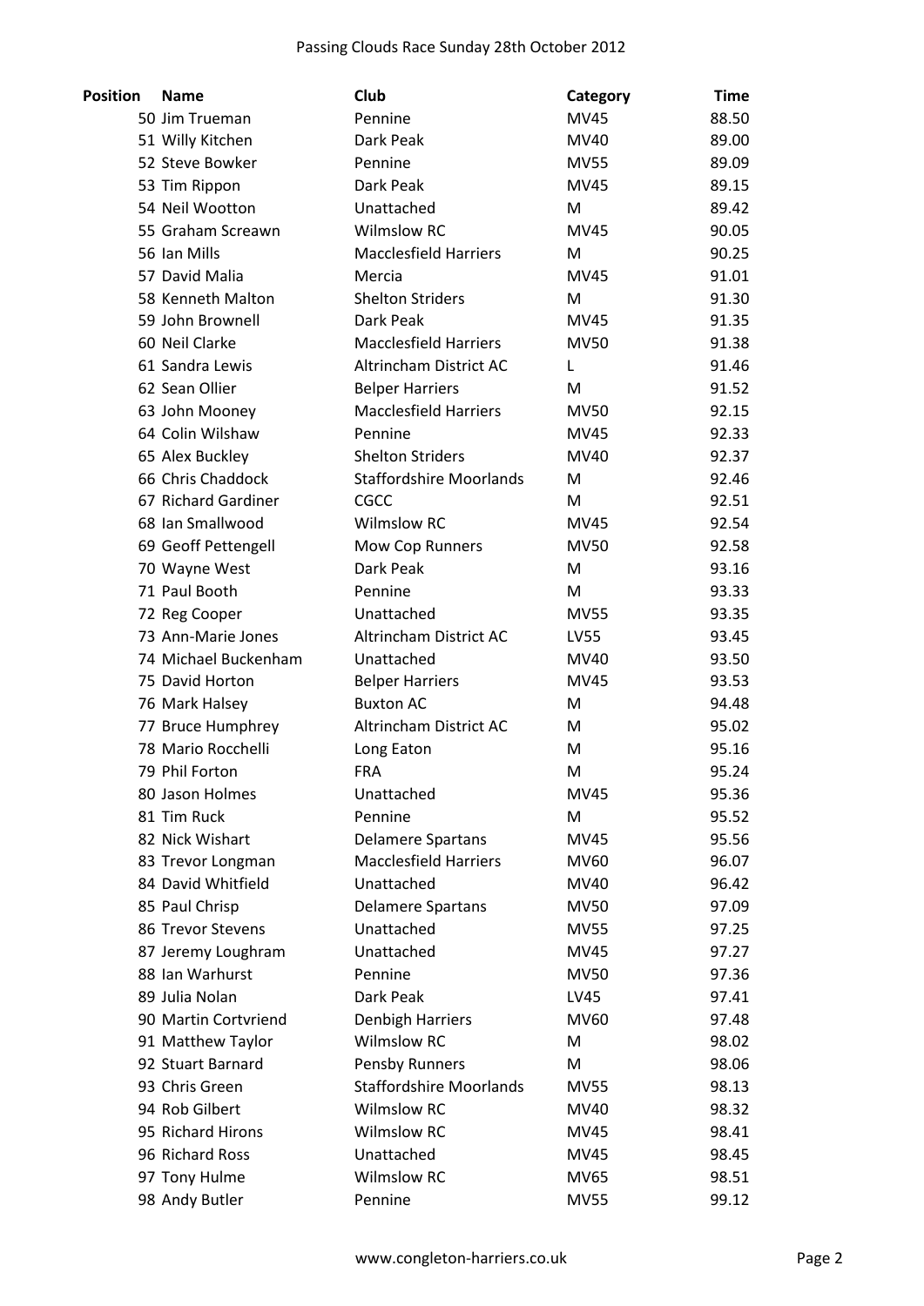Passing Clouds Race Sunday 28th October 2012

| Position | Name | Club | Category | Time |
|---|---|---|---|---|
| 50 | Jim Trueman | Pennine | MV45 | 88.50 |
| 51 | Willy Kitchen | Dark Peak | MV40 | 89.00 |
| 52 | Steve Bowker | Pennine | MV55 | 89.09 |
| 53 | Tim Rippon | Dark Peak | MV45 | 89.15 |
| 54 | Neil Wootton | Unattached | M | 89.42 |
| 55 | Graham Screawn | Wilmslow RC | MV45 | 90.05 |
| 56 | Ian Mills | Macclesfield Harriers | M | 90.25 |
| 57 | David Malia | Mercia | MV45 | 91.01 |
| 58 | Kenneth Malton | Shelton Striders | M | 91.30 |
| 59 | John Brownell | Dark Peak | MV45 | 91.35 |
| 60 | Neil Clarke | Macclesfield Harriers | MV50 | 91.38 |
| 61 | Sandra Lewis | Altrincham District AC | L | 91.46 |
| 62 | Sean Ollier | Belper Harriers | M | 91.52 |
| 63 | John Mooney | Macclesfield Harriers | MV50 | 92.15 |
| 64 | Colin Wilshaw | Pennine | MV45 | 92.33 |
| 65 | Alex Buckley | Shelton Striders | MV40 | 92.37 |
| 66 | Chris Chaddock | Staffordshire Moorlands | M | 92.46 |
| 67 | Richard Gardiner | CGCC | M | 92.51 |
| 68 | Ian Smallwood | Wilmslow RC | MV45 | 92.54 |
| 69 | Geoff Pettengell | Mow Cop Runners | MV50 | 92.58 |
| 70 | Wayne West | Dark Peak | M | 93.16 |
| 71 | Paul Booth | Pennine | M | 93.33 |
| 72 | Reg Cooper | Unattached | MV55 | 93.35 |
| 73 | Ann-Marie Jones | Altrincham District AC | LV55 | 93.45 |
| 74 | Michael Buckenham | Unattached | MV40 | 93.50 |
| 75 | David Horton | Belper Harriers | MV45 | 93.53 |
| 76 | Mark Halsey | Buxton AC | M | 94.48 |
| 77 | Bruce Humphrey | Altrincham District AC | M | 95.02 |
| 78 | Mario Rocchelli | Long Eaton | M | 95.16 |
| 79 | Phil Forton | FRA | M | 95.24 |
| 80 | Jason Holmes | Unattached | MV45 | 95.36 |
| 81 | Tim Ruck | Pennine | M | 95.52 |
| 82 | Nick Wishart | Delamere Spartans | MV45 | 95.56 |
| 83 | Trevor Longman | Macclesfield Harriers | MV60 | 96.07 |
| 84 | David Whitfield | Unattached | MV40 | 96.42 |
| 85 | Paul Chrisp | Delamere Spartans | MV50 | 97.09 |
| 86 | Trevor Stevens | Unattached | MV55 | 97.25 |
| 87 | Jeremy Loughram | Unattached | MV45 | 97.27 |
| 88 | Ian Warhurst | Pennine | MV50 | 97.36 |
| 89 | Julia Nolan | Dark Peak | LV45 | 97.41 |
| 90 | Martin Cortvriend | Denbigh Harriers | MV60 | 97.48 |
| 91 | Matthew Taylor | Wilmslow RC | M | 98.02 |
| 92 | Stuart Barnard | Pensby Runners | M | 98.06 |
| 93 | Chris Green | Staffordshire Moorlands | MV55 | 98.13 |
| 94 | Rob Gilbert | Wilmslow RC | MV40 | 98.32 |
| 95 | Richard Hirons | Wilmslow RC | MV45 | 98.41 |
| 96 | Richard Ross | Unattached | MV45 | 98.45 |
| 97 | Tony Hulme | Wilmslow RC | MV65 | 98.51 |
| 98 | Andy Butler | Pennine | MV55 | 99.12 |

www.congleton-harriers.co.uk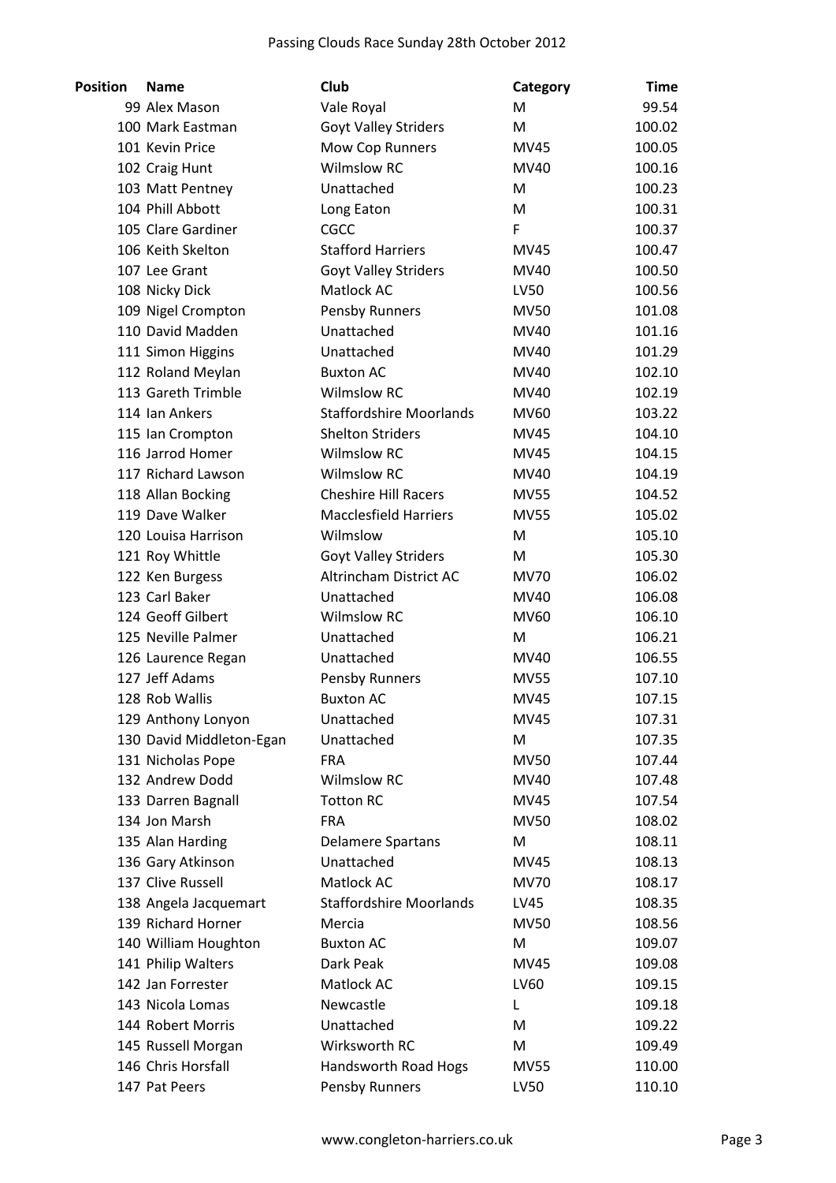Passing Clouds Race Sunday 28th October 2012

| Position | Name | Club | Category | Time |
|---|---|---|---|---|
| 99 | Alex Mason | Vale Royal | M | 99.54 |
| 100 | Mark Eastman | Goyt Valley Striders | M | 100.02 |
| 101 | Kevin Price | Mow Cop Runners | MV45 | 100.05 |
| 102 | Craig Hunt | Wilmslow RC | MV40 | 100.16 |
| 103 | Matt Pentney | Unattached | M | 100.23 |
| 104 | Phill Abbott | Long Eaton | M | 100.31 |
| 105 | Clare Gardiner | CGCC | F | 100.37 |
| 106 | Keith Skelton | Stafford Harriers | MV45 | 100.47 |
| 107 | Lee Grant | Goyt Valley Striders | MV40 | 100.50 |
| 108 | Nicky Dick | Matlock AC | LV50 | 100.56 |
| 109 | Nigel Crompton | Pensby Runners | MV50 | 101.08 |
| 110 | David Madden | Unattached | MV40 | 101.16 |
| 111 | Simon Higgins | Unattached | MV40 | 101.29 |
| 112 | Roland Meylan | Buxton AC | MV40 | 102.10 |
| 113 | Gareth Trimble | Wilmslow RC | MV40 | 102.19 |
| 114 | Ian Ankers | Staffordshire Moorlands | MV60 | 103.22 |
| 115 | Ian Crompton | Shelton Striders | MV45 | 104.10 |
| 116 | Jarrod Homer | Wilmslow RC | MV45 | 104.15 |
| 117 | Richard Lawson | Wilmslow RC | MV40 | 104.19 |
| 118 | Allan Bocking | Cheshire Hill Racers | MV55 | 104.52 |
| 119 | Dave Walker | Macclesfield Harriers | MV55 | 105.02 |
| 120 | Louisa Harrison | Wilmslow | M | 105.10 |
| 121 | Roy Whittle | Goyt Valley Striders | M | 105.30 |
| 122 | Ken Burgess | Altrincham District AC | MV70 | 106.02 |
| 123 | Carl Baker | Unattached | MV40 | 106.08 |
| 124 | Geoff Gilbert | Wilmslow RC | MV60 | 106.10 |
| 125 | Neville Palmer | Unattached | M | 106.21 |
| 126 | Laurence Regan | Unattached | MV40 | 106.55 |
| 127 | Jeff Adams | Pensby Runners | MV55 | 107.10 |
| 128 | Rob Wallis | Buxton AC | MV45 | 107.15 |
| 129 | Anthony Lonyon | Unattached | MV45 | 107.31 |
| 130 | David Middleton-Egan | Unattached | M | 107.35 |
| 131 | Nicholas Pope | FRA | MV50 | 107.44 |
| 132 | Andrew Dodd | Wilmslow RC | MV40 | 107.48 |
| 133 | Darren Bagnall | Totton RC | MV45 | 107.54 |
| 134 | Jon Marsh | FRA | MV50 | 108.02 |
| 135 | Alan Harding | Delamere Spartans | M | 108.11 |
| 136 | Gary Atkinson | Unattached | MV45 | 108.13 |
| 137 | Clive Russell | Matlock AC | MV70 | 108.17 |
| 138 | Angela Jacquemart | Staffordshire Moorlands | LV45 | 108.35 |
| 139 | Richard Horner | Mercia | MV50 | 108.56 |
| 140 | William Houghton | Buxton AC | M | 109.07 |
| 141 | Philip Walters | Dark Peak | MV45 | 109.08 |
| 142 | Jan Forrester | Matlock AC | LV60 | 109.15 |
| 143 | Nicola Lomas | Newcastle | L | 109.18 |
| 144 | Robert Morris | Unattached | M | 109.22 |
| 145 | Russell Morgan | Wirksworth RC | M | 109.49 |
| 146 | Chris Horsfall | Handsworth Road Hogs | MV55 | 110.00 |
| 147 | Pat Peers | Pensby Runners | LV50 | 110.10 |

www.congleton-harriers.co.uk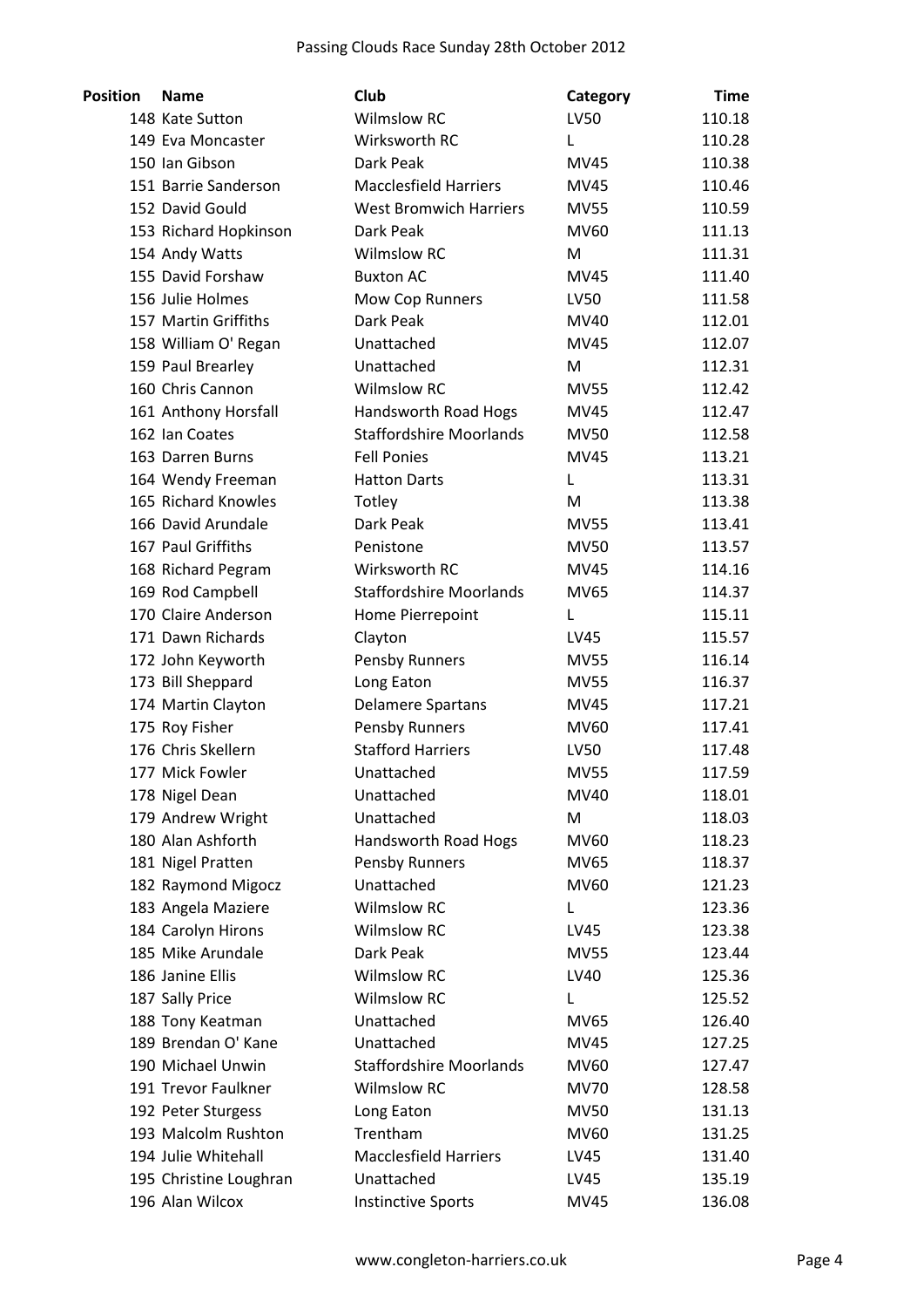Passing Clouds Race Sunday 28th October 2012

| Position | Name | Club | Category | Time |
|---|---|---|---|---|
| 148 | Kate Sutton | Wilmslow RC | LV50 | 110.18 |
| 149 | Eva Moncaster | Wirksworth RC | L | 110.28 |
| 150 | Ian Gibson | Dark Peak | MV45 | 110.38 |
| 151 | Barrie Sanderson | Macclesfield Harriers | MV45 | 110.46 |
| 152 | David Gould | West Bromwich Harriers | MV55 | 110.59 |
| 153 | Richard Hopkinson | Dark Peak | MV60 | 111.13 |
| 154 | Andy Watts | Wilmslow RC | M | 111.31 |
| 155 | David Forshaw | Buxton AC | MV45 | 111.40 |
| 156 | Julie Holmes | Mow Cop Runners | LV50 | 111.58 |
| 157 | Martin Griffiths | Dark Peak | MV40 | 112.01 |
| 158 | William O' Regan | Unattached | MV45 | 112.07 |
| 159 | Paul Brearley | Unattached | M | 112.31 |
| 160 | Chris Cannon | Wilmslow RC | MV55 | 112.42 |
| 161 | Anthony Horsfall | Handsworth Road Hogs | MV45 | 112.47 |
| 162 | Ian Coates | Staffordshire Moorlands | MV50 | 112.58 |
| 163 | Darren Burns | Fell Ponies | MV45 | 113.21 |
| 164 | Wendy Freeman | Hatton Darts | L | 113.31 |
| 165 | Richard Knowles | Totley | M | 113.38 |
| 166 | David Arundale | Dark Peak | MV55 | 113.41 |
| 167 | Paul Griffiths | Penistone | MV50 | 113.57 |
| 168 | Richard Pegram | Wirksworth RC | MV45 | 114.16 |
| 169 | Rod Campbell | Staffordshire Moorlands | MV65 | 114.37 |
| 170 | Claire Anderson | Home Pierrepoint | L | 115.11 |
| 171 | Dawn Richards | Clayton | LV45 | 115.57 |
| 172 | John Keyworth | Pensby Runners | MV55 | 116.14 |
| 173 | Bill Sheppard | Long Eaton | MV55 | 116.37 |
| 174 | Martin Clayton | Delamere Spartans | MV45 | 117.21 |
| 175 | Roy Fisher | Pensby Runners | MV60 | 117.41 |
| 176 | Chris Skellern | Stafford Harriers | LV50 | 117.48 |
| 177 | Mick Fowler | Unattached | MV55 | 117.59 |
| 178 | Nigel Dean | Unattached | MV40 | 118.01 |
| 179 | Andrew Wright | Unattached | M | 118.03 |
| 180 | Alan Ashforth | Handsworth Road Hogs | MV60 | 118.23 |
| 181 | Nigel Pratten | Pensby Runners | MV65 | 118.37 |
| 182 | Raymond Migocz | Unattached | MV60 | 121.23 |
| 183 | Angela Maziere | Wilmslow RC | L | 123.36 |
| 184 | Carolyn Hirons | Wilmslow RC | LV45 | 123.38 |
| 185 | Mike Arundale | Dark Peak | MV55 | 123.44 |
| 186 | Janine Ellis | Wilmslow RC | LV40 | 125.36 |
| 187 | Sally Price | Wilmslow RC | L | 125.52 |
| 188 | Tony Keatman | Unattached | MV65 | 126.40 |
| 189 | Brendan O' Kane | Unattached | MV45 | 127.25 |
| 190 | Michael Unwin | Staffordshire Moorlands | MV60 | 127.47 |
| 191 | Trevor Faulkner | Wilmslow RC | MV70 | 128.58 |
| 192 | Peter Sturgess | Long Eaton | MV50 | 131.13 |
| 193 | Malcolm Rushton | Trentham | MV60 | 131.25 |
| 194 | Julie Whitehall | Macclesfield Harriers | LV45 | 131.40 |
| 195 | Christine Loughran | Unattached | LV45 | 135.19 |
| 196 | Alan Wilcox | Instinctive Sports | MV45 | 136.08 |

www.congleton-harriers.co.uk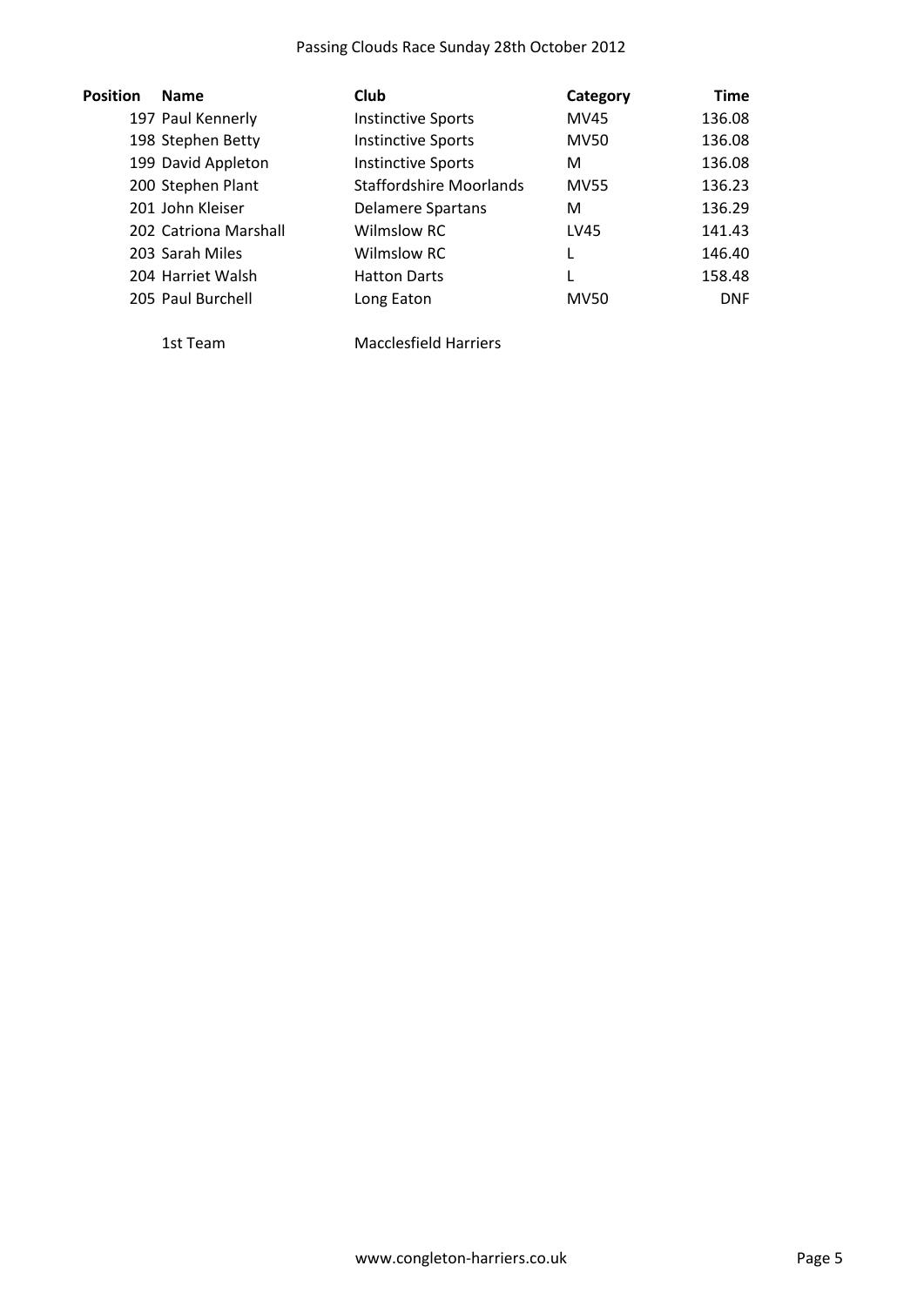Passing Clouds Race Sunday 28th October 2012

| Position | Name | Club | Category | Time |
|---|---|---|---|---|
| 197 | Paul Kennerly | Instinctive Sports | MV45 | 136.08 |
| 198 | Stephen Betty | Instinctive Sports | MV50 | 136.08 |
| 199 | David Appleton | Instinctive Sports | M | 136.08 |
| 200 | Stephen Plant | Staffordshire Moorlands | MV55 | 136.23 |
| 201 | John Kleiser | Delamere Spartans | M | 136.29 |
| 202 | Catriona Marshall | Wilmslow RC | LV45 | 141.43 |
| 203 | Sarah Miles | Wilmslow RC | L | 146.40 |
| 204 | Harriet Walsh | Hatton Darts | L | 158.48 |
| 205 | Paul Burchell | Long Eaton | MV50 | DNF |

1st Team Macclesfield Harriers

www.congleton-harriers.co.uk